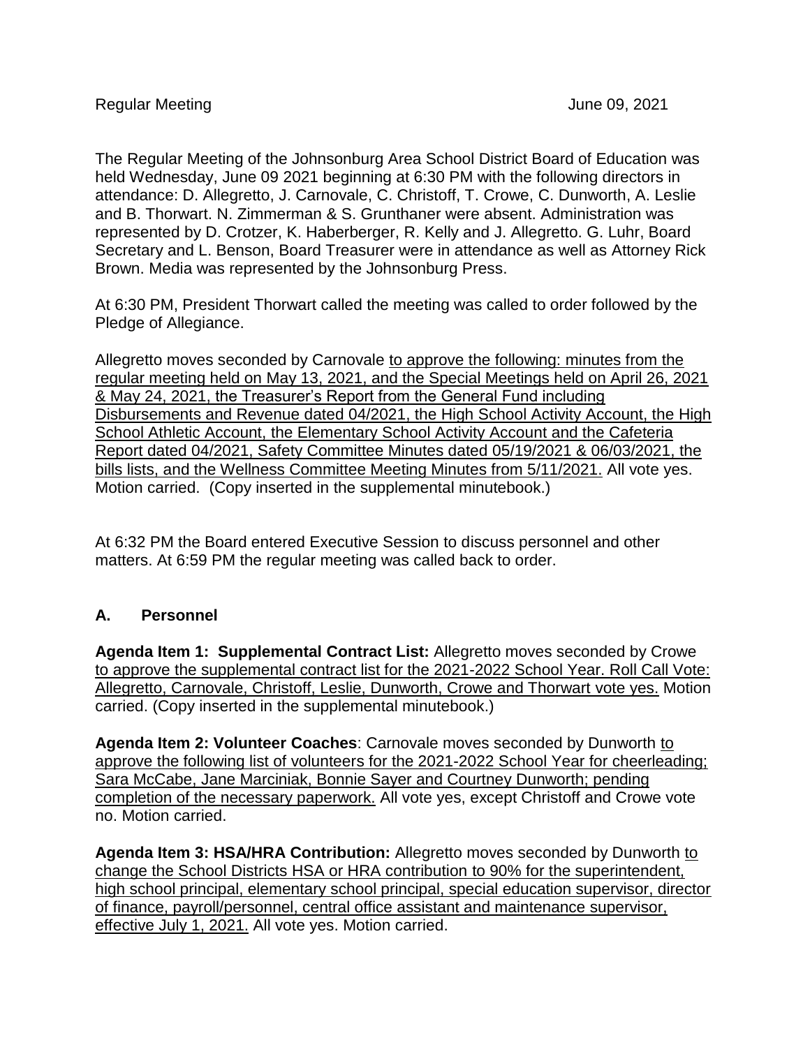Regular Meeting June 09, 2021

The Regular Meeting of the Johnsonburg Area School District Board of Education was held Wednesday, June 09 2021 beginning at 6:30 PM with the following directors in attendance: D. Allegretto, J. Carnovale, C. Christoff, T. Crowe, C. Dunworth, A. Leslie and B. Thorwart. N. Zimmerman & S. Grunthaner were absent. Administration was represented by D. Crotzer, K. Haberberger, R. Kelly and J. Allegretto. G. Luhr, Board Secretary and L. Benson, Board Treasurer were in attendance as well as Attorney Rick Brown. Media was represented by the Johnsonburg Press.

At 6:30 PM, President Thorwart called the meeting was called to order followed by the Pledge of Allegiance.

Allegretto moves seconded by Carnovale to approve the following: minutes from the regular meeting held on May 13, 2021, and the Special Meetings held on April 26, 2021 & May 24, 2021, the Treasurer's Report from the General Fund including Disbursements and Revenue dated 04/2021, the High School Activity Account, the High School Athletic Account, the Elementary School Activity Account and the Cafeteria Report dated 04/2021, Safety Committee Minutes dated 05/19/2021 & 06/03/2021, the bills lists, and the Wellness Committee Meeting Minutes from 5/11/2021. All vote yes. Motion carried. (Copy inserted in the supplemental minutebook.)

At 6:32 PM the Board entered Executive Session to discuss personnel and other matters. At 6:59 PM the regular meeting was called back to order.

## A. Personnel

**Agenda Item 1: Supplemental Contract List:** Allegretto moves seconded by Crowe to approve the supplemental contract list for the 2021-2022 School Year. Roll Call Vote: Allegretto, Carnovale, Christoff, Leslie, Dunworth, Crowe and Thorwart vote yes. Motion carried. (Copy inserted in the supplemental minutebook.)

**Agenda Item 2: Volunteer Coaches**: Carnovale moves seconded by Dunworth to approve the following list of volunteers for the 2021-2022 School Year for cheerleading; Sara McCabe, Jane Marciniak, Bonnie Sayer and Courtney Dunworth; pending completion of the necessary paperwork. All vote yes, except Christoff and Crowe vote no. Motion carried.

**Agenda Item 3: HSA/HRA Contribution:** Allegretto moves seconded by Dunworth to change the School Districts HSA or HRA contribution to 90% for the superintendent, high school principal, elementary school principal, special education supervisor, director of finance, payroll/personnel, central office assistant and maintenance supervisor, effective July 1, 2021. All vote yes. Motion carried.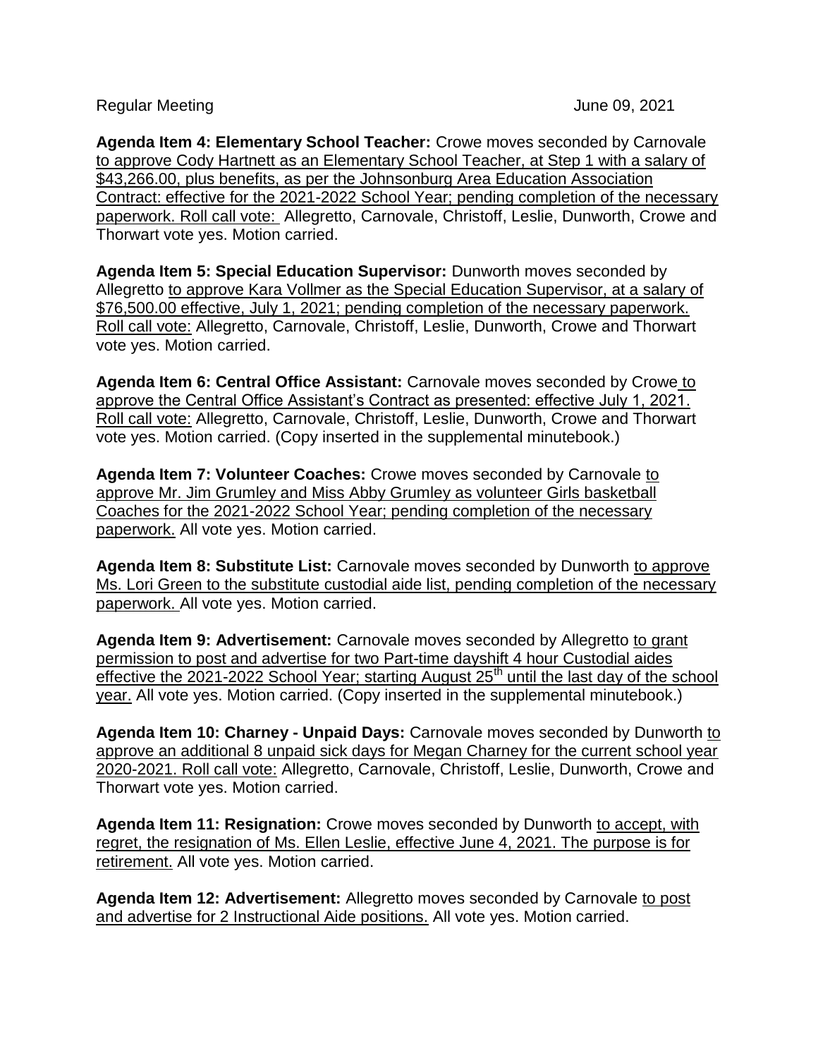Regular Meeting June 09, 2021

**Agenda Item 4: Elementary School Teacher:** Crowe moves seconded by Carnovale to approve Cody Hartnett as an Elementary School Teacher, at Step 1 with a salary of $43,266.00, plus benefits, as per the Johnsonburg Area Education Association Contract: effective for the 2021-2022 School Year; pending completion of the necessary paperwork. Roll call vote: Allegretto, Carnovale, Christoff, Leslie, Dunworth, Crowe and Thorwart vote yes. Motion carried.

**Agenda Item 5: Special Education Supervisor:** Dunworth moves seconded by Allegretto to approve Kara Vollmer as the Special Education Supervisor, at a salary of $76,500.00 effective, July 1, 2021; pending completion of the necessary paperwork. Roll call vote: Allegretto, Carnovale, Christoff, Leslie, Dunworth, Crowe and Thorwart vote yes. Motion carried.

**Agenda Item 6: Central Office Assistant:** Carnovale moves seconded by Crowe to approve the Central Office Assistant's Contract as presented: effective July 1, 2021. Roll call vote: Allegretto, Carnovale, Christoff, Leslie, Dunworth, Crowe and Thorwart vote yes. Motion carried. (Copy inserted in the supplemental minutebook.)

**Agenda Item 7: Volunteer Coaches:** Crowe moves seconded by Carnovale to approve Mr. Jim Grumley and Miss Abby Grumley as volunteer Girls basketball Coaches for the 2021-2022 School Year; pending completion of the necessary paperwork. All vote yes. Motion carried.

**Agenda Item 8: Substitute List:** Carnovale moves seconded by Dunworth to approve Ms. Lori Green to the substitute custodial aide list, pending completion of the necessary paperwork. All vote yes. Motion carried.

**Agenda Item 9: Advertisement:** Carnovale moves seconded by Allegretto to grant permission to post and advertise for two Part-time dayshift 4 hour Custodial aides effective the 2021-2022 School Year; starting August 25th until the last day of the school year. All vote yes. Motion carried. (Copy inserted in the supplemental minutebook.)

**Agenda Item 10: Charney - Unpaid Days:** Carnovale moves seconded by Dunworth to approve an additional 8 unpaid sick days for Megan Charney for the current school year 2020-2021. Roll call vote: Allegretto, Carnovale, Christoff, Leslie, Dunworth, Crowe and Thorwart vote yes. Motion carried.

**Agenda Item 11: Resignation:** Crowe moves seconded by Dunworth to accept, with regret, the resignation of Ms. Ellen Leslie, effective June 4, 2021. The purpose is for retirement. All vote yes. Motion carried.

**Agenda Item 12: Advertisement:** Allegretto moves seconded by Carnovale to post and advertise for 2 Instructional Aide positions. All vote yes. Motion carried.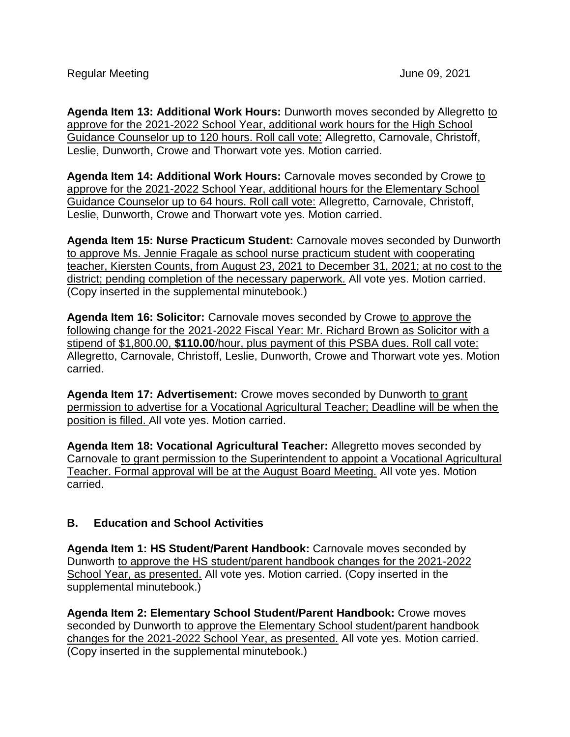**Agenda Item 13: Additional Work Hours:** Dunworth moves seconded by Allegretto to approve for the 2021-2022 School Year, additional work hours for the High School Guidance Counselor up to 120 hours. Roll call vote: Allegretto, Carnovale, Christoff, Leslie, Dunworth, Crowe and Thorwart vote yes. Motion carried.

**Agenda Item 14: Additional Work Hours:** Carnovale moves seconded by Crowe to approve for the 2021-2022 School Year, additional hours for the Elementary School Guidance Counselor up to 64 hours. Roll call vote: Allegretto, Carnovale, Christoff, Leslie, Dunworth, Crowe and Thorwart vote yes. Motion carried.

**Agenda Item 15: Nurse Practicum Student:** Carnovale moves seconded by Dunworth to approve Ms. Jennie Fragale as school nurse practicum student with cooperating teacher, Kiersten Counts, from August 23, 2021 to December 31, 2021; at no cost to the district; pending completion of the necessary paperwork. All vote yes. Motion carried. (Copy inserted in the supplemental minutebook.)

**Agenda Item 16: Solicitor:** Carnovale moves seconded by Crowe to approve the following change for the 2021-2022 Fiscal Year: Mr. Richard Brown as Solicitor with a stipend of $1,800.00, **$110.00**/hour, plus payment of this PSBA dues. Roll call vote: Allegretto, Carnovale, Christoff, Leslie, Dunworth, Crowe and Thorwart vote yes. Motion carried.

**Agenda Item 17: Advertisement:** Crowe moves seconded by Dunworth to grant permission to advertise for a Vocational Agricultural Teacher; Deadline will be when the position is filled. All vote yes. Motion carried.

**Agenda Item 18: Vocational Agricultural Teacher:** Allegretto moves seconded by Carnovale to grant permission to the Superintendent to appoint a Vocational Agricultural Teacher. Formal approval will be at the August Board Meeting. All vote yes. Motion carried.

## B. Education and School Activities

**Agenda Item 1: HS Student/Parent Handbook:** Carnovale moves seconded by Dunworth to approve the HS student/parent handbook changes for the 2021-2022 School Year, as presented. All vote yes. Motion carried. (Copy inserted in the supplemental minutebook.)

**Agenda Item 2: Elementary School Student/Parent Handbook:** Crowe moves seconded by Dunworth to approve the Elementary School student/parent handbook changes for the 2021-2022 School Year, as presented. All vote yes. Motion carried. (Copy inserted in the supplemental minutebook.)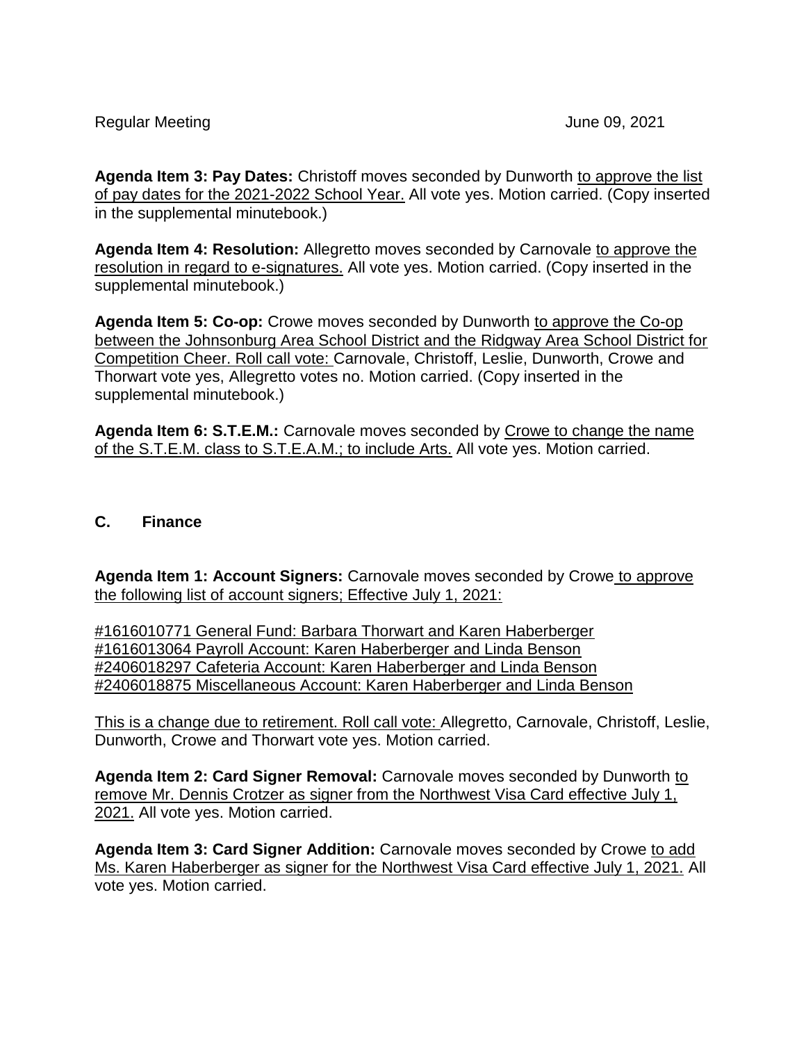Regular Meeting June 09, 2021

**Agenda Item 3: Pay Dates:** Christoff moves seconded by Dunworth <u>to approve the list of pay dates for the 2021-2022 School Year.</u> All vote yes. Motion carried. (Copy inserted in the supplemental minutebook.)

**Agenda Item 4: Resolution:** Allegretto moves seconded by Carnovale <u>to approve the resolution in regard to e-signatures.</u> All vote yes. Motion carried. (Copy inserted in the supplemental minutebook.)

**Agenda Item 5: Co-op:** Crowe moves seconded by Dunworth <u>to approve the Co-op between the Johnsonburg Area School District and the Ridgway Area School District for Competition Cheer. Roll call vote:</u> Carnovale, Christoff, Leslie, Dunworth, Crowe and Thorwart vote yes, Allegretto votes no. Motion carried. (Copy inserted in the supplemental minutebook.)

**Agenda Item 6: S.T.E.M.:** Carnovale moves seconded by <u>Crowe to change the name of the S.T.E.M. class to S.T.E.A.M.; to include Arts.</u> All vote yes. Motion carried.

## C. Finance

**Agenda Item 1: Account Signers:** Carnovale moves seconded by Crowe <u>to approve the following list of account signers; Effective July 1, 2021:</u>

<u>#1616010771 General Fund: Barbara Thorwart and Karen Haberberger</u>
<u>#1616013064 Payroll Account: Karen Haberberger and Linda Benson</u>
<u>#2406018297 Cafeteria Account: Karen Haberberger and Linda Benson</u>
<u>#2406018875 Miscellaneous Account: Karen Haberberger and Linda Benson</u>

<u>This is a change due to retirement. Roll call vote:</u> Allegretto, Carnovale, Christoff, Leslie, Dunworth, Crowe and Thorwart vote yes. Motion carried.

**Agenda Item 2: Card Signer Removal:** Carnovale moves seconded by Dunworth <u>to remove Mr. Dennis Crotzer as signer from the Northwest Visa Card effective July 1, 2021.</u> All vote yes. Motion carried.

**Agenda Item 3: Card Signer Addition:** Carnovale moves seconded by Crowe <u>to add Ms. Karen Haberberger as signer for the Northwest Visa Card effective July 1, 2021.</u> All vote yes. Motion carried.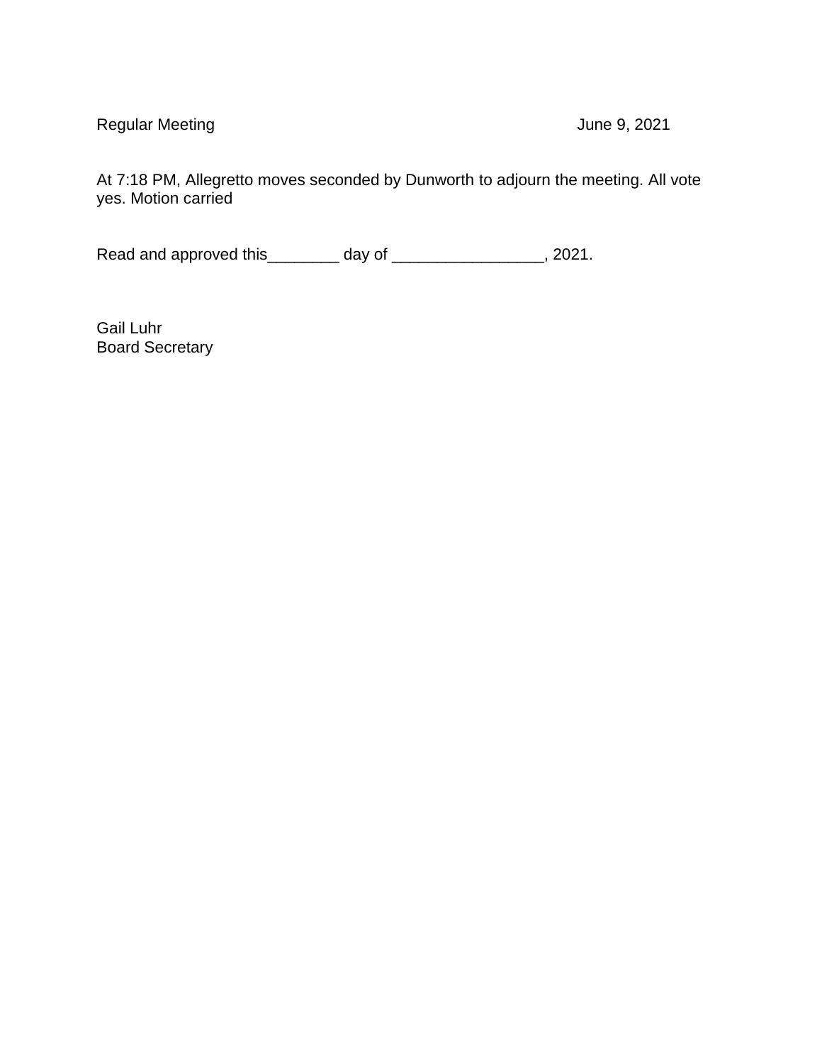Regular Meeting June 9, 2021

At 7:18 PM, Allegretto moves seconded by Dunworth to adjourn the meeting. All vote yes. Motion carried

Read and approved this________ day of _________________, 2021.

Gail Luhr
Board Secretary